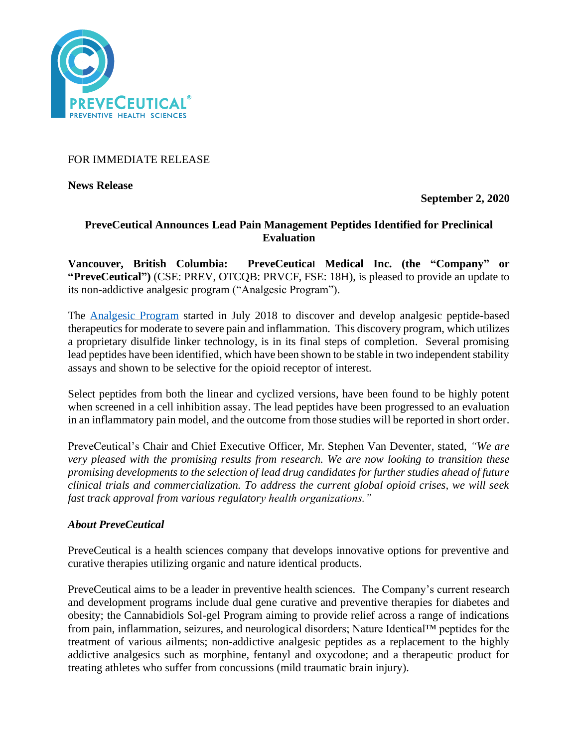FOR IMMEDIATE RELEASE

**News Release**

**September 2, 2020**

## PreveCeutical Announces Lead Pain Management Peptides Identified for Preclinical Evaluation

**Vancouver, British Columbia: PreveCeutical Medical Inc. (the "Company" or "PreveCeutical")** (CSE: PREV, OTCQB: PRVCF, FSE: 18H), is pleased to provide an update to its non-addictive analgesic program ("Analgesic Program").

The Analgesic Program started in July 2018 to discover and develop analgesic peptide-based therapeutics for moderate to severe pain and inflammation. This discovery program, which utilizes a proprietary disulfide linker technology, is in its final steps of completion. Several promising lead peptides have been identified, which have been shown to be stable in two independent stability assays and shown to be selective for the opioid receptor of interest.

Select peptides from both the linear and cyclized versions, have been found to be highly potent when screened in a cell inhibition assay. The lead peptides have been progressed to an evaluation in an inflammatory pain model, and the outcome from those studies will be reported in short order.

PreveCeutical's Chair and Chief Executive Officer, Mr. Stephen Van Deventer, stated, *"We are very pleased with the promising results from research. We are now looking to transition these promising developments to the selection of lead drug candidates for further studies ahead of future clinical trials and commercialization. To address the current global opioid crises, we will seek fast track approval from various regulatory health organizations."*

### *About PreveCeutical*

PreveCeutical is a health sciences company that develops innovative options for preventive and curative therapies utilizing organic and nature identical products.

PreveCeutical aims to be a leader in preventive health sciences. The Company's current research and development programs include dual gene curative and preventive therapies for diabetes and obesity; the Cannabidiols Sol-gel Program aiming to provide relief across a range of indications from pain, inflammation, seizures, and neurological disorders; Nature Identical™ peptides for the treatment of various ailments; non-addictive analgesic peptides as a replacement to the highly addictive analgesics such as morphine, fentanyl and oxycodone; and a therapeutic product for treating athletes who suffer from concussions (mild traumatic brain injury).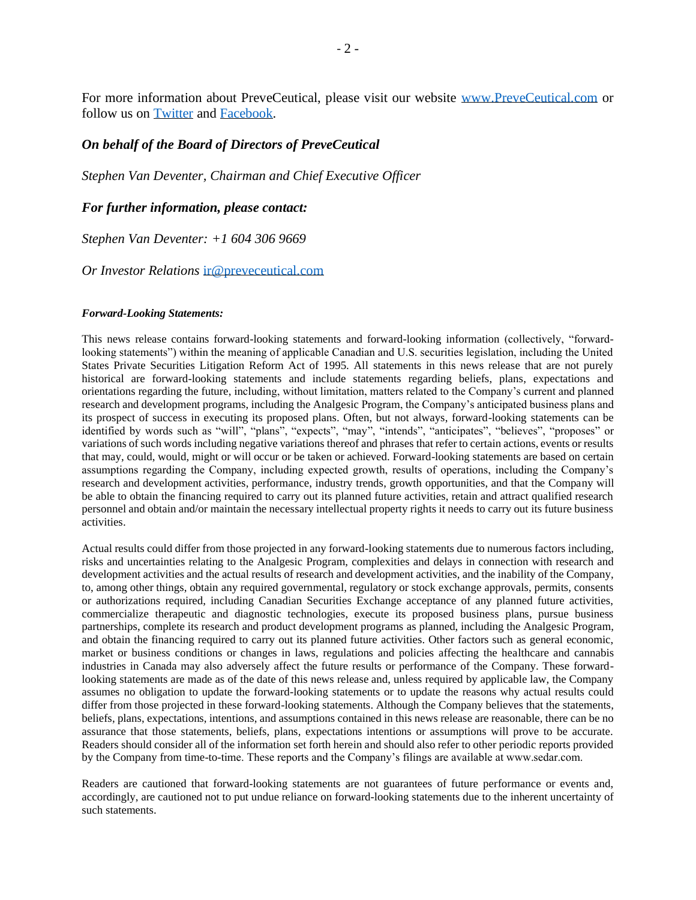For more information about PreveCeutical, please visit our website [www.PreveCeutical.com](www.PreveCeutical.com) or follow us on [Twitter]() and [Facebook]().

***On behalf of the Board of Directors of PreveCeutical***

*Stephen Van Deventer, Chairman and Chief Executive Officer*

***For further information, please contact:***

*Stephen Van Deventer: +1 604 306 9669*

*Or Investor Relations* [ir@preveceutical.com](mailto:ir@preveceutical.com)

***Forward-Looking Statements:***

This news release contains forward-looking statements and forward-looking information (collectively, "forward-looking statements") within the meaning of applicable Canadian and U.S. securities legislation, including the United States Private Securities Litigation Reform Act of 1995. All statements in this news release that are not purely historical are forward-looking statements and include statements regarding beliefs, plans, expectations and orientations regarding the future, including, without limitation, matters related to the Company's current and planned research and development programs, including the Analgesic Program, the Company's anticipated business plans and its prospect of success in executing its proposed plans. Often, but not always, forward-looking statements can be identified by words such as "will", "plans", "expects", "may", "intends", "anticipates", "believes", "proposes" or variations of such words including negative variations thereof and phrases that refer to certain actions, events or results that may, could, would, might or will occur or be taken or achieved. Forward-looking statements are based on certain assumptions regarding the Company, including expected growth, results of operations, including the Company's research and development activities, performance, industry trends, growth opportunities, and that the Company will be able to obtain the financing required to carry out its planned future activities, retain and attract qualified research personnel and obtain and/or maintain the necessary intellectual property rights it needs to carry out its future business activities.

Actual results could differ from those projected in any forward-looking statements due to numerous factors including, risks and uncertainties relating to the Analgesic Program, complexities and delays in connection with research and development activities and the actual results of research and development activities, and the inability of the Company, to, among other things, obtain any required governmental, regulatory or stock exchange approvals, permits, consents or authorizations required, including Canadian Securities Exchange acceptance of any planned future activities, commercialize therapeutic and diagnostic technologies, execute its proposed business plans, pursue business partnerships, complete its research and product development programs as planned, including the Analgesic Program, and obtain the financing required to carry out its planned future activities. Other factors such as general economic, market or business conditions or changes in laws, regulations and policies affecting the healthcare and cannabis industries in Canada may also adversely affect the future results or performance of the Company. These forward-looking statements are made as of the date of this news release and, unless required by applicable law, the Company assumes no obligation to update the forward-looking statements or to update the reasons why actual results could differ from those projected in these forward-looking statements. Although the Company believes that the statements, beliefs, plans, expectations, intentions, and assumptions contained in this news release are reasonable, there can be no assurance that those statements, beliefs, plans, expectations intentions or assumptions will prove to be accurate. Readers should consider all of the information set forth herein and should also refer to other periodic reports provided by the Company from time-to-time. These reports and the Company's filings are available at www.sedar.com.

Readers are cautioned that forward-looking statements are not guarantees of future performance or events and, accordingly, are cautioned not to put undue reliance on forward-looking statements due to the inherent uncertainty of such statements.